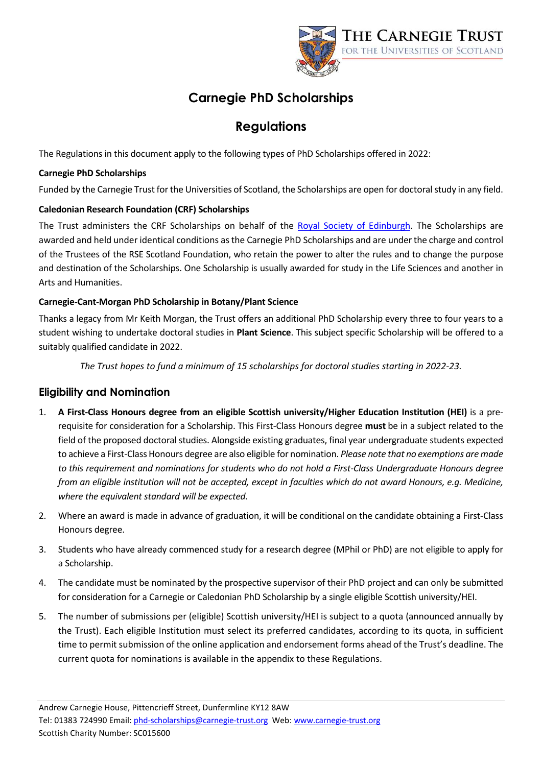# Carnegie PhD Scholarships

## Regulations

The Regulations in this document apply to the following types of PhD Scholarships offered in 2022:

**Carnegie PhD Scholarships**

Funded by the Carnegie Trust for the Universities of Scotland, the Scholarships are open for doctoral study in any field.

**Caledonian Research Foundation (CRF) Scholarships**

The Trust administers the CRF Scholarships on behalf of the Royal Society of Edinburgh. The Scholarships are awarded and held under identical conditions as the Carnegie PhD Scholarships and are under the charge and control of the Trustees of the RSE Scotland Foundation, who retain the power to alter the rules and to change the purpose and destination of the Scholarships. One Scholarship is usually awarded for study in the Life Sciences and another in Arts and Humanities.

**Carnegie-Cant-Morgan PhD Scholarship in Botany/Plant Science**

Thanks a legacy from Mr Keith Morgan, the Trust offers an additional PhD Scholarship every three to four years to a student wishing to undertake doctoral studies in **Plant Science**. This subject specific Scholarship will be offered to a suitably qualified candidate in 2022.

*The Trust hopes to fund a minimum of 15 scholarships for doctoral studies starting in 2022-23.*

## Eligibility and Nomination

1. **A First-Class Honours degree from an eligible Scottish university/Higher Education Institution (HEI)** is a pre-requisite for consideration for a Scholarship. This First-Class Honours degree **must** be in a subject related to the field of the proposed doctoral studies. Alongside existing graduates, final year undergraduate students expected to achieve a First-Class Honours degree are also eligible for nomination. *Please note that no exemptions are made to this requirement and nominations for students who do not hold a First-Class Undergraduate Honours degree from an eligible institution will not be accepted, except in faculties which do not award Honours, e.g. Medicine, where the equivalent standard will be expected.*
2. Where an award is made in advance of graduation, it will be conditional on the candidate obtaining a First-Class Honours degree.
3. Students who have already commenced study for a research degree (MPhil or PhD) are not eligible to apply for a Scholarship.
4. The candidate must be nominated by the prospective supervisor of their PhD project and can only be submitted for consideration for a Carnegie or Caledonian PhD Scholarship by a single eligible Scottish university/HEI.
5. The number of submissions per (eligible) Scottish university/HEI is subject to a quota (announced annually by the Trust). Each eligible Institution must select its preferred candidates, according to its quota, in sufficient time to permit submission of the online application and endorsement forms ahead of the Trust's deadline. The current quota for nominations is available in the appendix to these Regulations.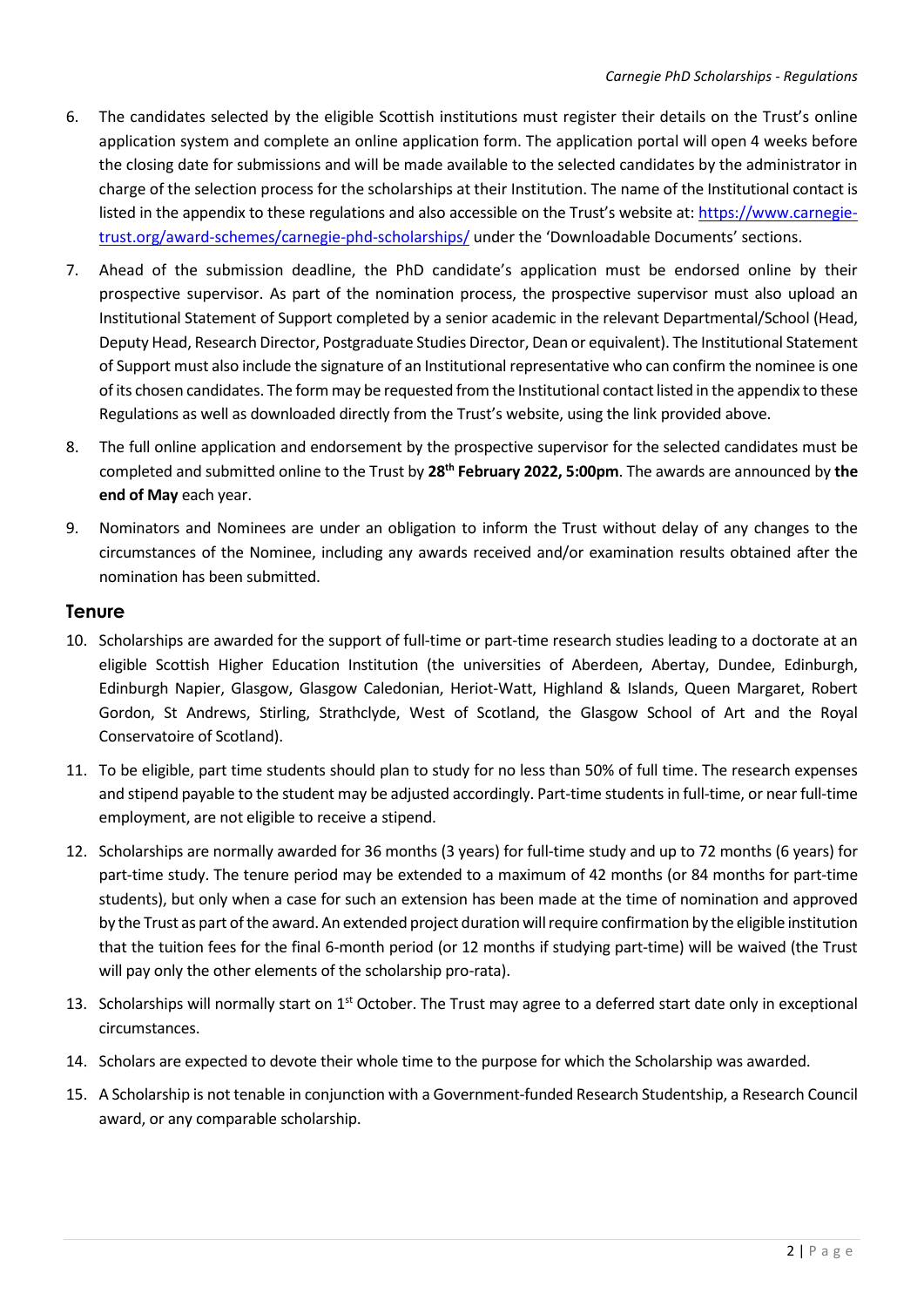6. The candidates selected by the eligible Scottish institutions must register their details on the Trust's online application system and complete an online application form. The application portal will open 4 weeks before the closing date for submissions and will be made available to the selected candidates by the administrator in charge of the selection process for the scholarships at their Institution. The name of the Institutional contact is listed in the appendix to these regulations and also accessible on the Trust's website at: [https://www.carnegie-trust.org/award-schemes/carnegie-phd-scholarships/](https://www.carnegie-trust.org/award-schemes/carnegie-phd-scholarships/) under the 'Downloadable Documents' sections.

7. Ahead of the submission deadline, the PhD candidate's application must be endorsed online by their prospective supervisor. As part of the nomination process, the prospective supervisor must also upload an Institutional Statement of Support completed by a senior academic in the relevant Departmental/School (Head, Deputy Head, Research Director, Postgraduate Studies Director, Dean or equivalent). The Institutional Statement of Support must also include the signature of an Institutional representative who can confirm the nominee is one of its chosen candidates. The form may be requested from the Institutional contact listed in the appendix to these Regulations as well as downloaded directly from the Trust's website, using the link provided above.

8. The full online application and endorsement by the prospective supervisor for the selected candidates must be completed and submitted online to the Trust by **28th February 2022, 5:00pm**. The awards are announced by **the end of May** each year.

9. Nominators and Nominees are under an obligation to inform the Trust without delay of any changes to the circumstances of the Nominee, including any awards received and/or examination results obtained after the nomination has been submitted.

## Tenure

10. Scholarships are awarded for the support of full-time or part-time research studies leading to a doctorate at an eligible Scottish Higher Education Institution (the universities of Aberdeen, Abertay, Dundee, Edinburgh, Edinburgh Napier, Glasgow, Glasgow Caledonian, Heriot-Watt, Highland & Islands, Queen Margaret, Robert Gordon, St Andrews, Stirling, Strathclyde, West of Scotland, the Glasgow School of Art and the Royal Conservatoire of Scotland).

11. To be eligible, part time students should plan to study for no less than 50% of full time. The research expenses and stipend payable to the student may be adjusted accordingly. Part-time students in full-time, or near full-time employment, are not eligible to receive a stipend.

12. Scholarships are normally awarded for 36 months (3 years) for full-time study and up to 72 months (6 years) for part-time study. The tenure period may be extended to a maximum of 42 months (or 84 months for part-time students), but only when a case for such an extension has been made at the time of nomination and approved by the Trust as part of the award. An extended project duration will require confirmation by the eligible institution that the tuition fees for the final 6-month period (or 12 months if studying part-time) will be waived (the Trust will pay only the other elements of the scholarship pro-rata).

13. Scholarships will normally start on 1st October. The Trust may agree to a deferred start date only in exceptional circumstances.

14. Scholars are expected to devote their whole time to the purpose for which the Scholarship was awarded.

15. A Scholarship is not tenable in conjunction with a Government-funded Research Studentship, a Research Council award, or any comparable scholarship.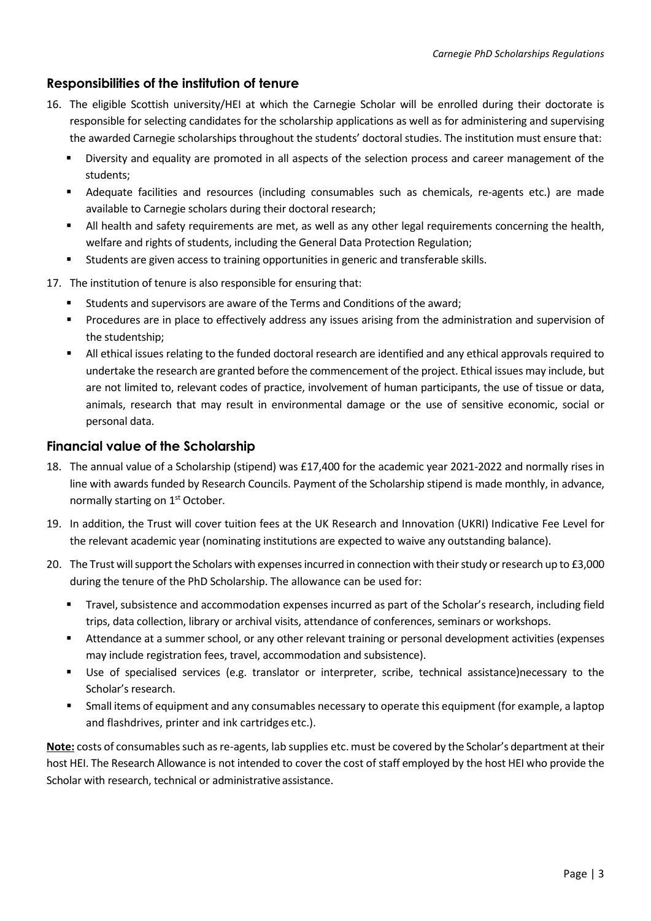## Responsibilities of the institution of tenure

16. The eligible Scottish university/HEI at which the Carnegie Scholar will be enrolled during their doctorate is responsible for selecting candidates for the scholarship applications as well as for administering and supervising the awarded Carnegie scholarships throughout the students' doctoral studies. The institution must ensure that:
    - Diversity and equality are promoted in all aspects of the selection process and career management of the students;
    - Adequate facilities and resources (including consumables such as chemicals, re-agents etc.) are made available to Carnegie scholars during their doctoral research;
    - All health and safety requirements are met, as well as any other legal requirements concerning the health, welfare and rights of students, including the General Data Protection Regulation;
    - Students are given access to training opportunities in generic and transferable skills.
17. The institution of tenure is also responsible for ensuring that:
    - Students and supervisors are aware of the Terms and Conditions of the award;
    - Procedures are in place to effectively address any issues arising from the administration and supervision of the studentship;
    - All ethical issues relating to the funded doctoral research are identified and any ethical approvals required to undertake the research are granted before the commencement of the project. Ethical issues may include, but are not limited to, relevant codes of practice, involvement of human participants, the use of tissue or data, animals, research that may result in environmental damage or the use of sensitive economic, social or personal data.

## Financial value of the Scholarship

18. The annual value of a Scholarship (stipend) was £17,400 for the academic year 2021-2022 and normally rises in line with awards funded by Research Councils. Payment of the Scholarship stipend is made monthly, in advance, normally starting on 1st October.
19. In addition, the Trust will cover tuition fees at the UK Research and Innovation (UKRI) Indicative Fee Level for the relevant academic year (nominating institutions are expected to waive any outstanding balance).
20. The Trust will support the Scholars with expenses incurred in connection with their study or research up to £3,000 during the tenure of the PhD Scholarship. The allowance can be used for:
    - Travel, subsistence and accommodation expenses incurred as part of the Scholar's research, including field trips, data collection, library or archival visits, attendance of conferences, seminars or workshops.
    - Attendance at a summer school, or any other relevant training or personal development activities (expenses may include registration fees, travel, accommodation and subsistence).
    - Use of specialised services (e.g. translator or interpreter, scribe, technical assistance)necessary to the Scholar's research.
    - Small items of equipment and any consumables necessary to operate this equipment (for example, a laptop and flashdrives, printer and ink cartridges etc.).

**Note:** costs of consumables such as re-agents, lab supplies etc. must be covered by the Scholar's department at their host HEI. The Research Allowance is not intended to cover the cost of staff employed by the host HEI who provide the Scholar with research, technical or administrative assistance.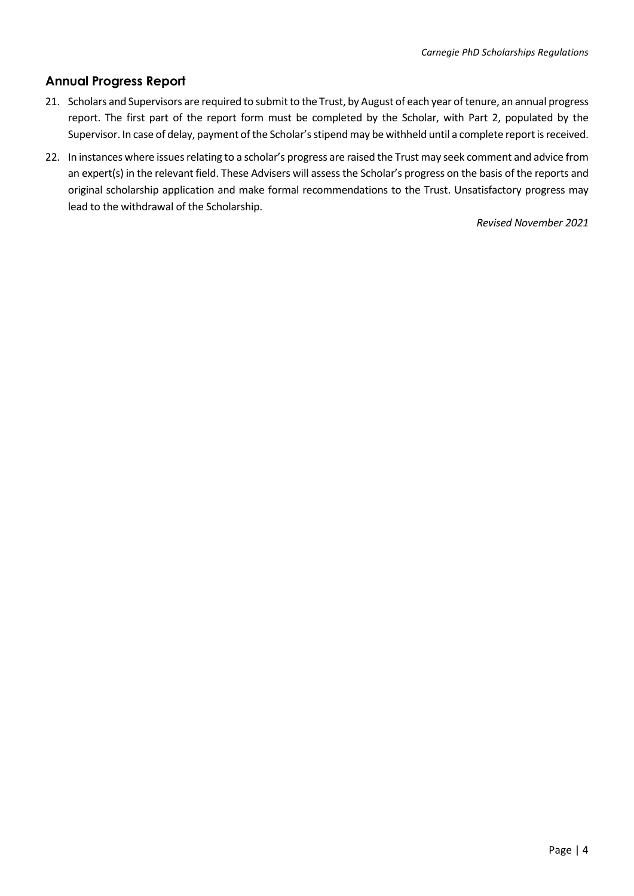## Annual Progress Report

21. Scholars and Supervisors are required to submit to the Trust, by August of each year of tenure, an annual progress report. The first part of the report form must be completed by the Scholar, with Part 2, populated by the Supervisor. In case of delay, payment of the Scholar's stipend may be withheld until a complete report is received.

22. In instances where issues relating to a scholar's progress are raised the Trust may seek comment and advice from an expert(s) in the relevant field. These Advisers will assess the Scholar's progress on the basis of the reports and original scholarship application and make formal recommendations to the Trust. Unsatisfactory progress may lead to the withdrawal of the Scholarship.

*Revised November 2021*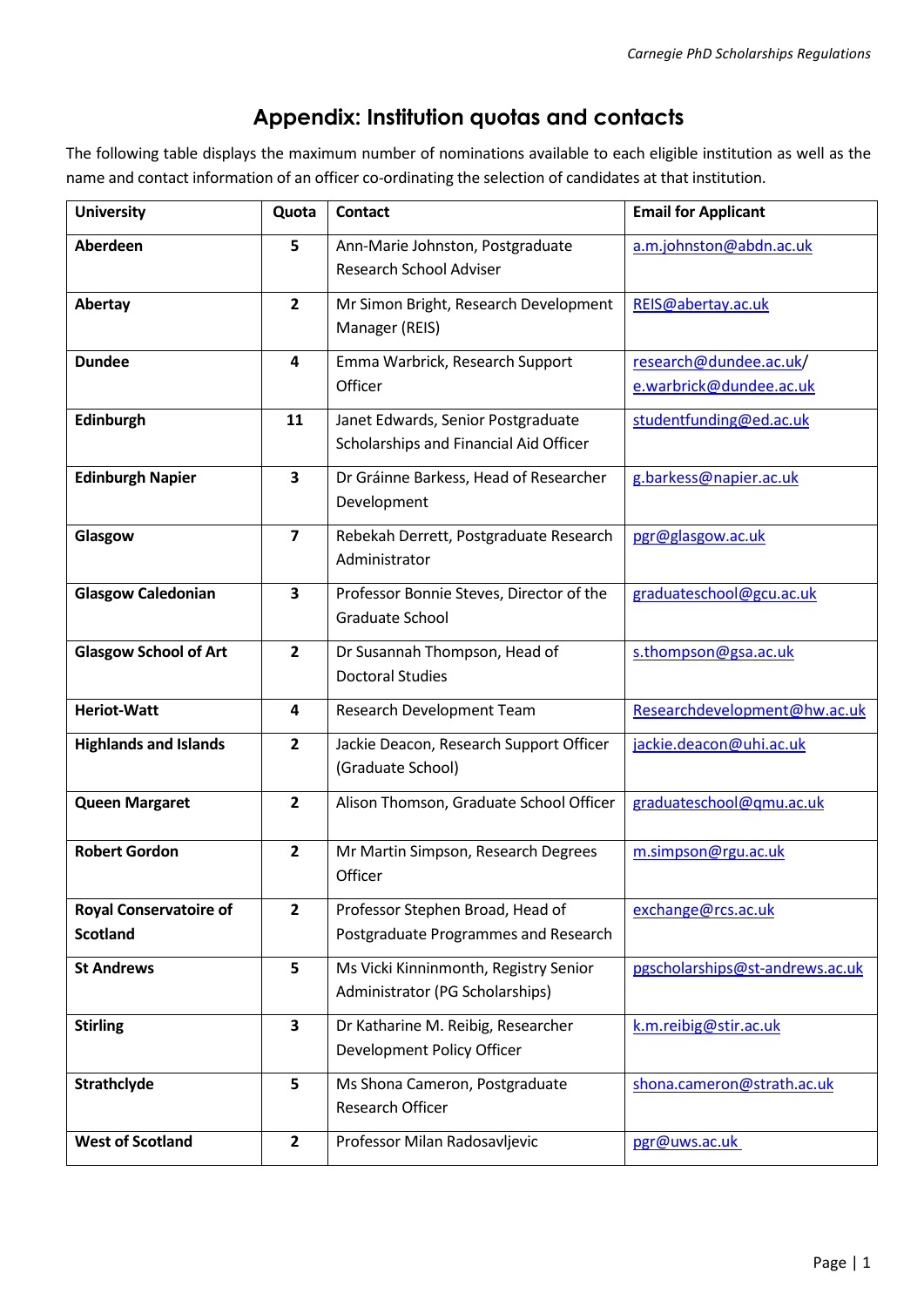# Appendix: Institution quotas and contacts

The following table displays the maximum number of nominations available to each eligible institution as well as the name and contact information of an officer co-ordinating the selection of candidates at that institution.

| University | Quota | Contact | Email for Applicant |
|---|---|---|---|
| **Aberdeen** | **5** | Ann-Marie Johnston, Postgraduate Research School Adviser | a.m.johnston@abdn.ac.uk |
| **Abertay** | **2** | Mr Simon Bright, Research Development Manager (REIS) | REIS@abertay.ac.uk |
| **Dundee** | **4** | Emma Warbrick, Research Support Officer | research@dundee.ac.uk/ e.warbrick@dundee.ac.uk |
| **Edinburgh** | **11** | Janet Edwards, Senior Postgraduate Scholarships and Financial Aid Officer | studentfunding@ed.ac.uk |
| **Edinburgh Napier** | **3** | Dr Gráinne Barkess, Head of Researcher Development | g.barkess@napier.ac.uk |
| **Glasgow** | **7** | Rebekah Derrett, Postgraduate Research Administrator | pgr@glasgow.ac.uk |
| **Glasgow Caledonian** | **3** | Professor Bonnie Steves, Director of the Graduate School | graduateschool@gcu.ac.uk |
| **Glasgow School of Art** | **2** | Dr Susannah Thompson, Head of Doctoral Studies | s.thompson@gsa.ac.uk |
| **Heriot-Watt** | **4** | Research Development Team | Researchdevelopment@hw.ac.uk |
| **Highlands and Islands** | **2** | Jackie Deacon, Research Support Officer (Graduate School) | jackie.deacon@uhi.ac.uk |
| **Queen Margaret** | **2** | Alison Thomson, Graduate School Officer | graduateschool@qmu.ac.uk |
| **Robert Gordon** | **2** | Mr Martin Simpson, Research Degrees Officer | m.simpson@rgu.ac.uk |
| **Royal Conservatoire of Scotland** | **2** | Professor Stephen Broad, Head of Postgraduate Programmes and Research | exchange@rcs.ac.uk |
| **St Andrews** | **5** | Ms Vicki Kinninmonth, Registry Senior Administrator (PG Scholarships) | pgscholarships@st-andrews.ac.uk |
| **Stirling** | **3** | Dr Katharine M. Reibig, Researcher Development Policy Officer | k.m.reibig@stir.ac.uk |
| **Strathclyde** | **5** | Ms Shona Cameron, Postgraduate Research Officer | shona.cameron@strath.ac.uk |
| **West of Scotland** | **2** | Professor Milan Radosavljevic | pgr@uws.ac.uk |